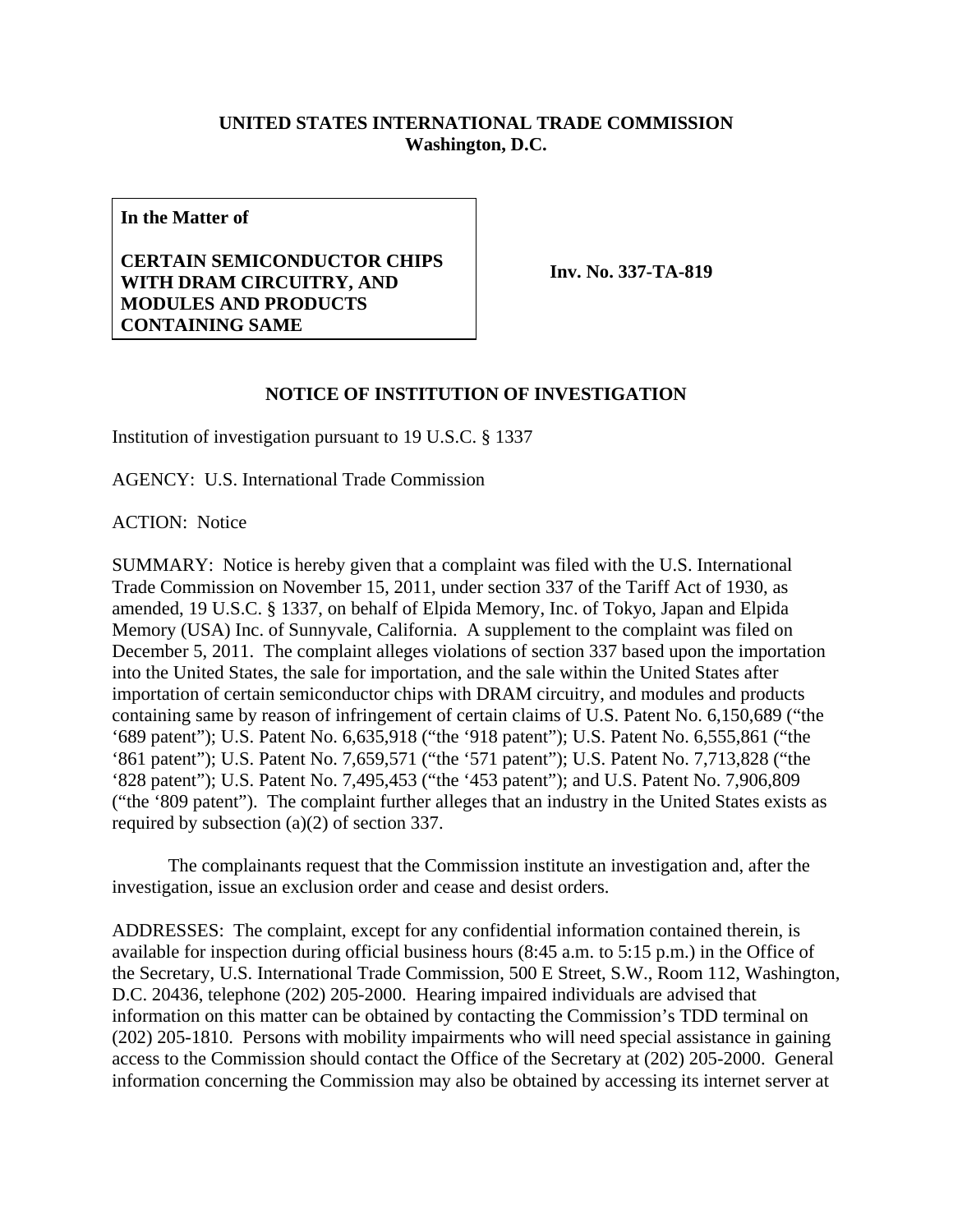**UNITED STATES INTERNATIONAL TRADE COMMISSION**
**Washington, D.C.**

**In the Matter of**

**CERTAIN SEMICONDUCTOR CHIPS WITH DRAM CIRCUITRY, AND MODULES AND PRODUCTS CONTAINING SAME**

**Inv. No. 337-TA-819**

## NOTICE OF INSTITUTION OF INVESTIGATION

Institution of investigation pursuant to 19 U.S.C. § 1337

AGENCY: U.S. International Trade Commission

ACTION: Notice

SUMMARY: Notice is hereby given that a complaint was filed with the U.S. International Trade Commission on November 15, 2011, under section 337 of the Tariff Act of 1930, as amended, 19 U.S.C. § 1337, on behalf of Elpida Memory, Inc. of Tokyo, Japan and Elpida Memory (USA) Inc. of Sunnyvale, California. A supplement to the complaint was filed on December 5, 2011. The complaint alleges violations of section 337 based upon the importation into the United States, the sale for importation, and the sale within the United States after importation of certain semiconductor chips with DRAM circuitry, and modules and products containing same by reason of infringement of certain claims of U.S. Patent No. 6,150,689 ("the '689 patent"); U.S. Patent No. 6,635,918 ("the '918 patent"); U.S. Patent No. 6,555,861 ("the '861 patent"); U.S. Patent No. 7,659,571 ("the '571 patent"); U.S. Patent No. 7,713,828 ("the '828 patent"); U.S. Patent No. 7,495,453 ("the '453 patent"); and U.S. Patent No. 7,906,809 ("the '809 patent"). The complaint further alleges that an industry in the United States exists as required by subsection (a)(2) of section 337.

The complainants request that the Commission institute an investigation and, after the investigation, issue an exclusion order and cease and desist orders.

ADDRESSES: The complaint, except for any confidential information contained therein, is available for inspection during official business hours (8:45 a.m. to 5:15 p.m.) in the Office of the Secretary, U.S. International Trade Commission, 500 E Street, S.W., Room 112, Washington, D.C. 20436, telephone (202) 205-2000. Hearing impaired individuals are advised that information on this matter can be obtained by contacting the Commission's TDD terminal on (202) 205-1810. Persons with mobility impairments who will need special assistance in gaining access to the Commission should contact the Office of the Secretary at (202) 205-2000. General information concerning the Commission may also be obtained by accessing its internet server at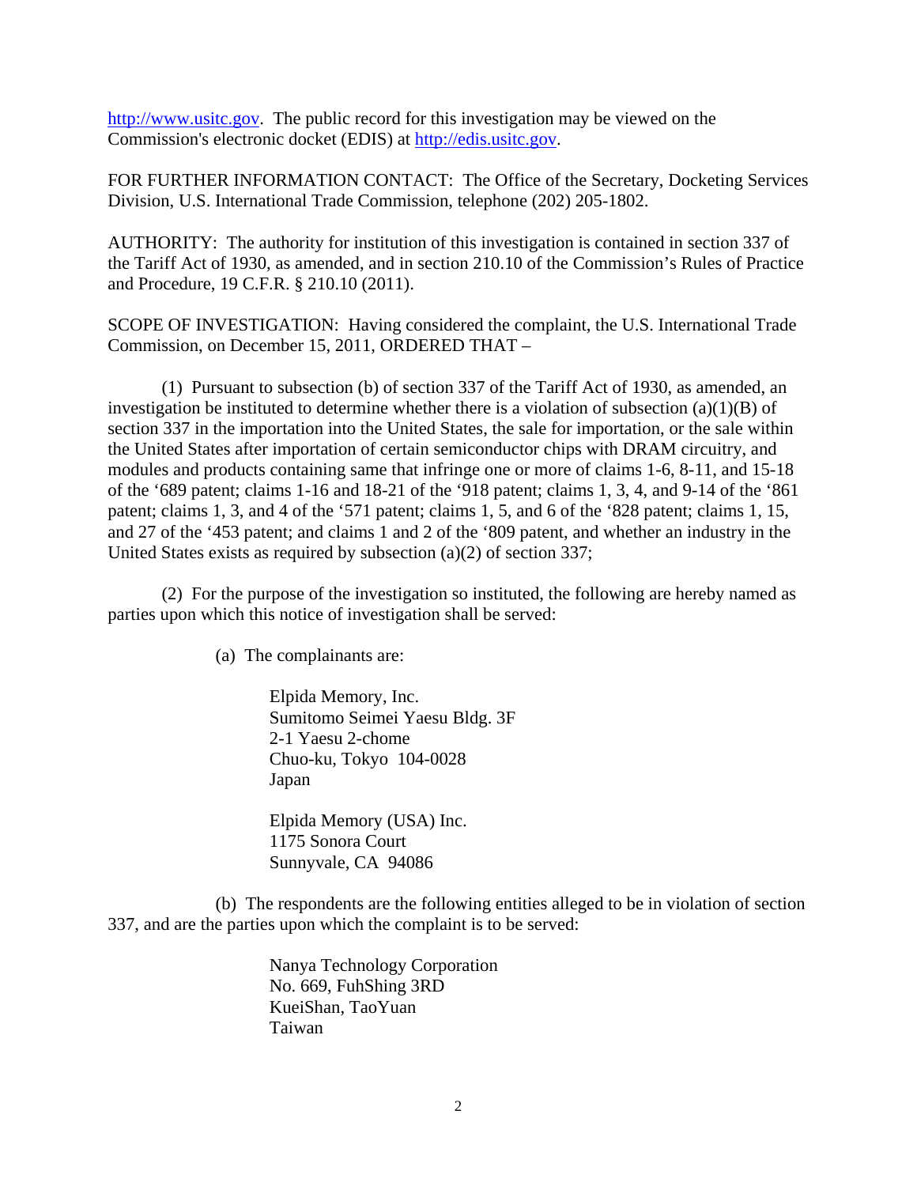http://www.usitc.gov. The public record for this investigation may be viewed on the Commission's electronic docket (EDIS) at http://edis.usitc.gov.

FOR FURTHER INFORMATION CONTACT: The Office of the Secretary, Docketing Services Division, U.S. International Trade Commission, telephone (202) 205-1802.

AUTHORITY: The authority for institution of this investigation is contained in section 337 of the Tariff Act of 1930, as amended, and in section 210.10 of the Commission's Rules of Practice and Procedure, 19 C.F.R. § 210.10 (2011).

SCOPE OF INVESTIGATION: Having considered the complaint, the U.S. International Trade Commission, on December 15, 2011, ORDERED THAT –

(1) Pursuant to subsection (b) of section 337 of the Tariff Act of 1930, as amended, an investigation be instituted to determine whether there is a violation of subsection (a)(1)(B) of section 337 in the importation into the United States, the sale for importation, or the sale within the United States after importation of certain semiconductor chips with DRAM circuitry, and modules and products containing same that infringe one or more of claims 1-6, 8-11, and 15-18 of the '689 patent; claims 1-16 and 18-21 of the '918 patent; claims 1, 3, 4, and 9-14 of the '861 patent; claims 1, 3, and 4 of the '571 patent; claims 1, 5, and 6 of the '828 patent; claims 1, 15, and 27 of the '453 patent; and claims 1 and 2 of the '809 patent, and whether an industry in the United States exists as required by subsection (a)(2) of section 337;

(2) For the purpose of the investigation so instituted, the following are hereby named as parties upon which this notice of investigation shall be served:

(a) The complainants are:

Elpida Memory, Inc.
Sumitomo Seimei Yaesu Bldg. 3F
2-1 Yaesu 2-chome
Chuo-ku, Tokyo 104-0028
Japan

Elpida Memory (USA) Inc.
1175 Sonora Court
Sunnyvale, CA 94086

(b) The respondents are the following entities alleged to be in violation of section 337, and are the parties upon which the complaint is to be served:

Nanya Technology Corporation
No. 669, FuhShing 3RD
KueiShan, TaoYuan
Taiwan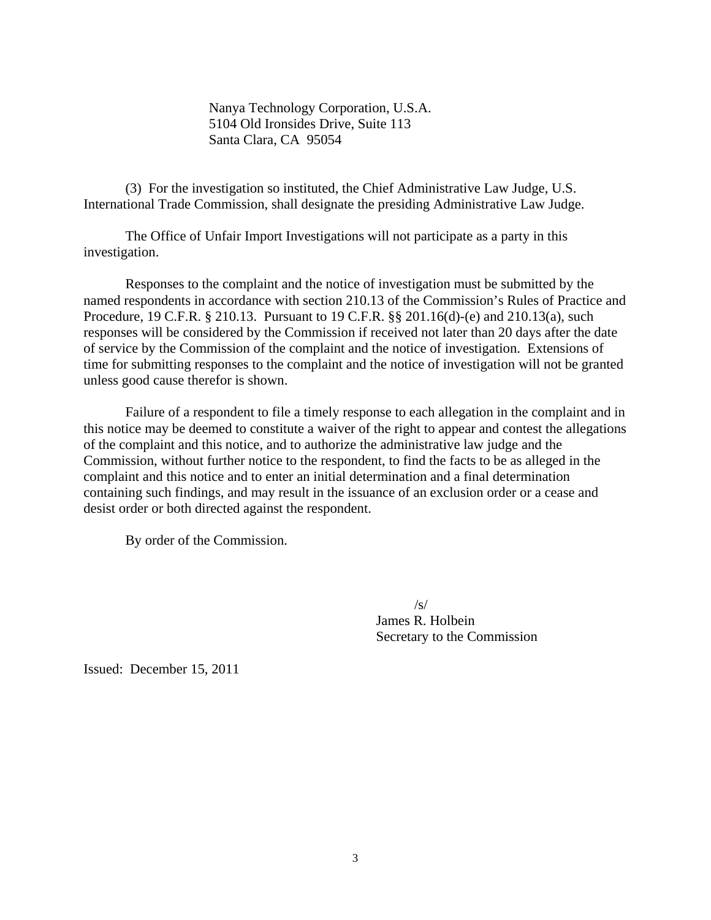Nanya Technology Corporation, U.S.A.
5104 Old Ironsides Drive, Suite 113
Santa Clara, CA 95054

(3) For the investigation so instituted, the Chief Administrative Law Judge, U.S. International Trade Commission, shall designate the presiding Administrative Law Judge.

The Office of Unfair Import Investigations will not participate as a party in this investigation.

Responses to the complaint and the notice of investigation must be submitted by the named respondents in accordance with section 210.13 of the Commission's Rules of Practice and Procedure, 19 C.F.R. § 210.13. Pursuant to 19 C.F.R. §§ 201.16(d)-(e) and 210.13(a), such responses will be considered by the Commission if received not later than 20 days after the date of service by the Commission of the complaint and the notice of investigation. Extensions of time for submitting responses to the complaint and the notice of investigation will not be granted unless good cause therefor is shown.

Failure of a respondent to file a timely response to each allegation in the complaint and in this notice may be deemed to constitute a waiver of the right to appear and contest the allegations of the complaint and this notice, and to authorize the administrative law judge and the Commission, without further notice to the respondent, to find the facts to be as alleged in the complaint and this notice and to enter an initial determination and a final determination containing such findings, and may result in the issuance of an exclusion order or a cease and desist order or both directed against the respondent.

By order of the Commission.

/s/
James R. Holbein
Secretary to the Commission

Issued: December 15, 2011